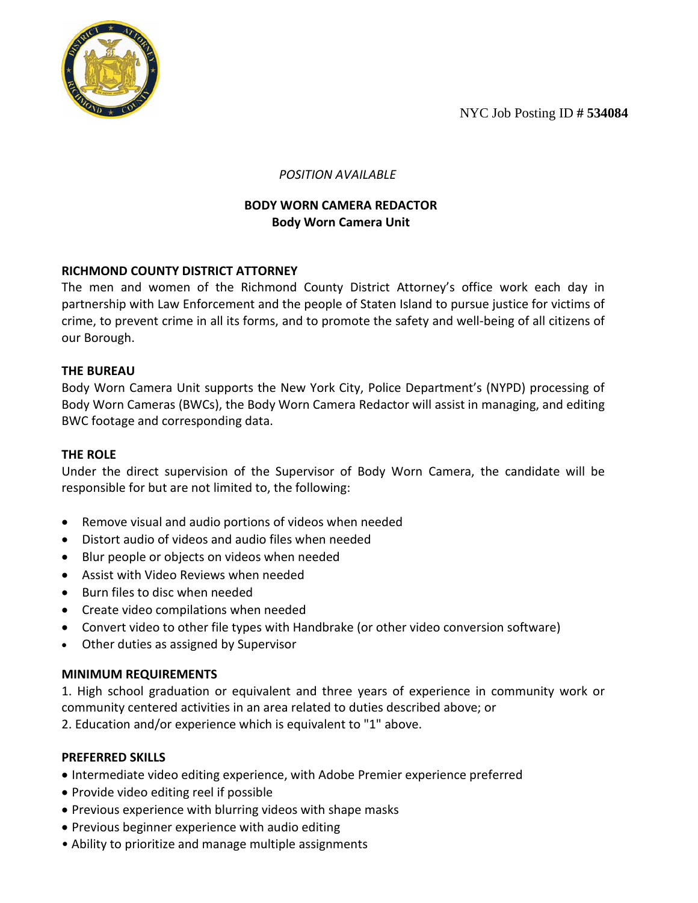NYC Job Posting ID # **534084**

*POSITION AVAILABLE*

# BODY WORN CAMERA REDACTOR
## Body Worn Camera Unit

### RICHMOND COUNTY DISTRICT ATTORNEY

The men and women of the Richmond County District Attorney's office work each day in partnership with Law Enforcement and the people of Staten Island to pursue justice for victims of crime, to prevent crime in all its forms, and to promote the safety and well-being of all citizens of our Borough.

### THE BUREAU

Body Worn Camera Unit supports the New York City, Police Department's (NYPD) processing of Body Worn Cameras (BWCs), the Body Worn Camera Redactor will assist in managing, and editing BWC footage and corresponding data.

### THE ROLE

Under the direct supervision of the Supervisor of Body Worn Camera, the candidate will be responsible for but are not limited to, the following:

- Remove visual and audio portions of videos when needed
- Distort audio of videos and audio files when needed
- Blur people or objects on videos when needed
- Assist with Video Reviews when needed
- Burn files to disc when needed
- Create video compilations when needed
- Convert video to other file types with Handbrake (or other video conversion software)
- Other duties as assigned by Supervisor

### MINIMUM REQUIREMENTS

1. High school graduation or equivalent and three years of experience in community work or community centered activities in an area related to duties described above; or
2. Education and/or experience which is equivalent to "1" above.

### PREFERRED SKILLS

- Intermediate video editing experience, with Adobe Premier experience preferred
- Provide video editing reel if possible
- Previous experience with blurring videos with shape masks
- Previous beginner experience with audio editing
- Ability to prioritize and manage multiple assignments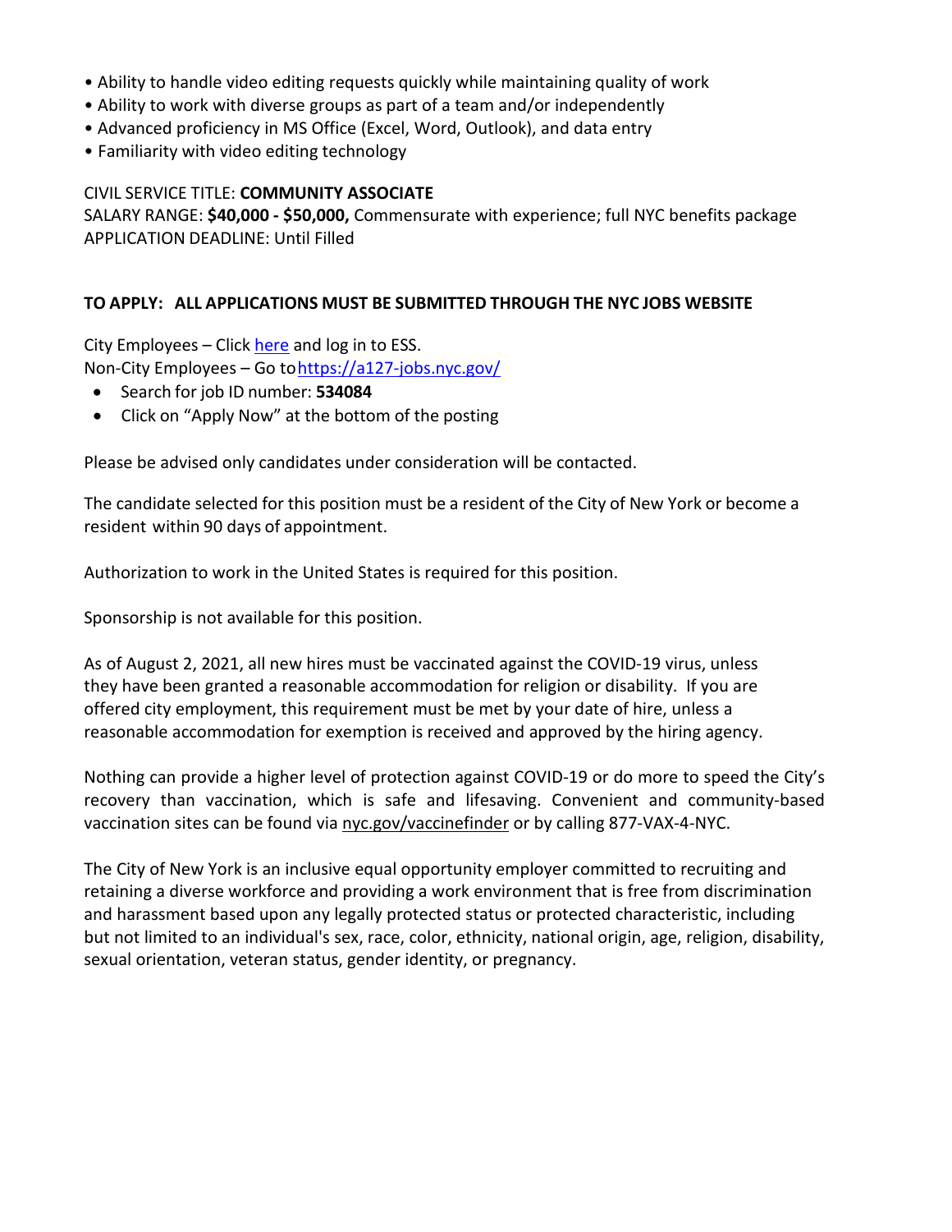- Ability to handle video editing requests quickly while maintaining quality of work
- Ability to work with diverse groups as part of a team and/or independently
- Advanced proficiency in MS Office (Excel, Word, Outlook), and data entry
- Familiarity with video editing technology

CIVIL SERVICE TITLE: **COMMUNITY ASSOCIATE**
SALARY RANGE: **$40,000 - $50,000,** Commensurate with experience; full NYC benefits package
APPLICATION DEADLINE: Until Filled

**TO APPLY: ALL APPLICATIONS MUST BE SUBMITTED THROUGH THE NYC JOBS WEBSITE**

City Employees – Click here and log in to ESS.
Non-City Employees – Go to https://a127-jobs.nyc.gov/

- Search for job ID number: **534084**
- Click on "Apply Now" at the bottom of the posting

Please be advised only candidates under consideration will be contacted.

The candidate selected for this position must be a resident of the City of New York or become a resident within 90 days of appointment.

Authorization to work in the United States is required for this position.

Sponsorship is not available for this position.

As of August 2, 2021, all new hires must be vaccinated against the COVID-19 virus, unless they have been granted a reasonable accommodation for religion or disability. If you are offered city employment, this requirement must be met by your date of hire, unless a reasonable accommodation for exemption is received and approved by the hiring agency.

Nothing can provide a higher level of protection against COVID-19 or do more to speed the City's recovery than vaccination, which is safe and lifesaving. Convenient and community-based vaccination sites can be found via nyc.gov/vaccinefinder or by calling 877-VAX-4-NYC.

The City of New York is an inclusive equal opportunity employer committed to recruiting and retaining a diverse workforce and providing a work environment that is free from discrimination and harassment based upon any legally protected status or protected characteristic, including but not limited to an individual's sex, race, color, ethnicity, national origin, age, religion, disability, sexual orientation, veteran status, gender identity, or pregnancy.